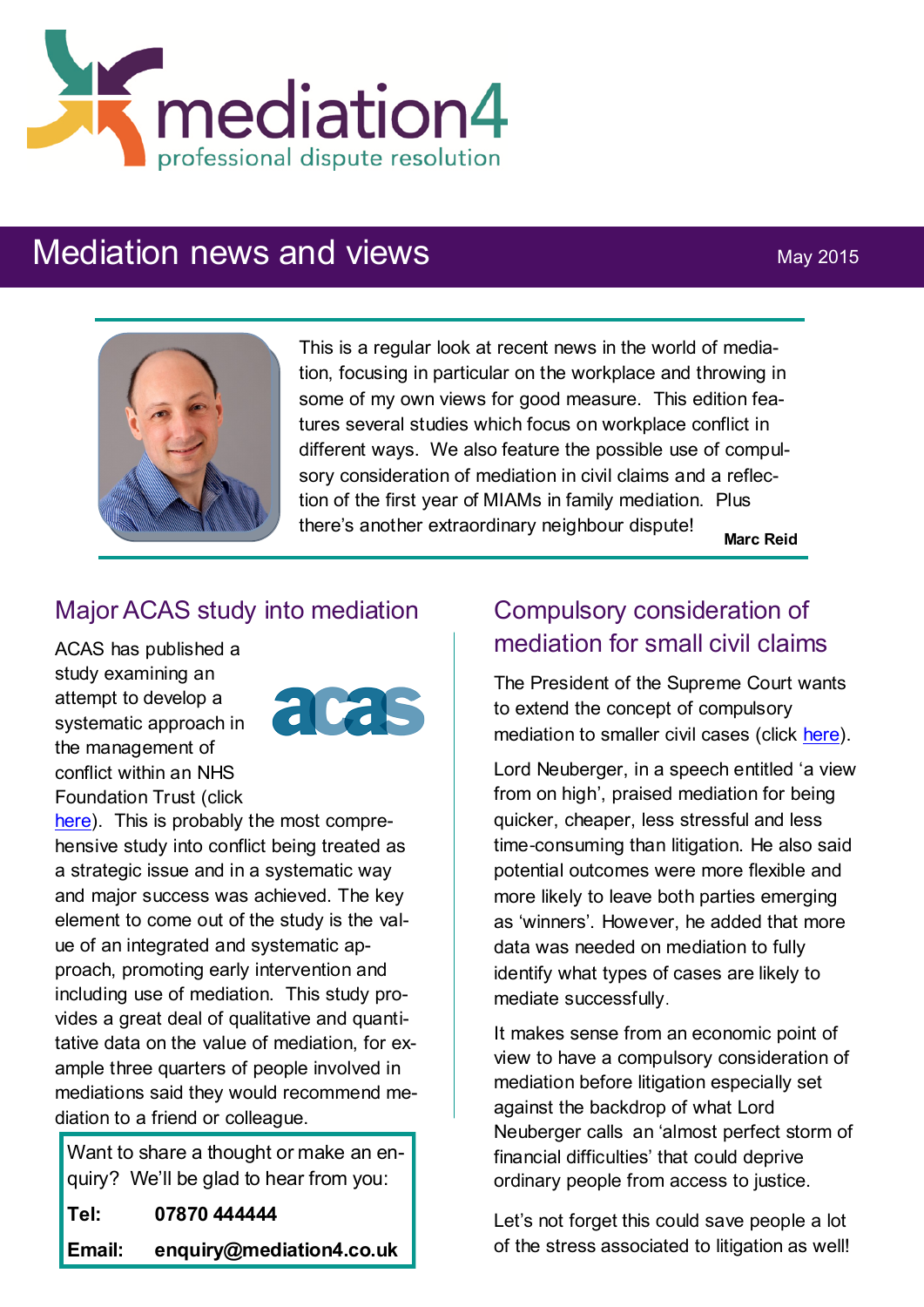mediation4

professional dispute resolution

# Mediation news and views

May 2015

This is a regular look at recent news in the world of mediation, focusing in particular on the workplace and throwing in some of my own views for good measure. This edition features several studies which focus on workplace conflict in different ways. We also feature the possible use of compulsory consideration of mediation in civil claims and a reflection of the first year of MIAMs in family mediation. Plus there's another extraordinary neighbour dispute!

**Marc Reid**

## Major ACAS study into mediation

ACAS has published a study examining an attempt to develop a systematic approach in the management of conflict within an NHS Foundation Trust (click here). This is probably the most comprehensive study into conflict being treated as a strategic issue and in a systematic way and major success was achieved. The key element to come out of the study is the value of an integrated and systematic approach, promoting early intervention and including use of mediation. This study provides a great deal of qualitative and quantitative data on the value of mediation, for example three quarters of people involved in mediations said they would recommend mediation to a friend or colleague.

Want to share a thought or make an enquiry? We'll be glad to hear from you:

**Tel:** **07870 444444**

**Email:** **enquiry@mediation4.co.uk**

## Compulsory consideration of mediation for small civil claims

The President of the Supreme Court wants to extend the concept of compulsory mediation to smaller civil cases (click here).

Lord Neuberger, in a speech entitled 'a view from on high', praised mediation for being quicker, cheaper, less stressful and less time-consuming than litigation. He also said potential outcomes were more flexible and more likely to leave both parties emerging as 'winners'. However, he added that more data was needed on mediation to fully identify what types of cases are likely to mediate successfully.

It makes sense from an economic point of view to have a compulsory consideration of mediation before litigation especially set against the backdrop of what Lord Neuberger calls an 'almost perfect storm of financial difficulties' that could deprive ordinary people from access to justice.

Let's not forget this could save people a lot of the stress associated to litigation as well!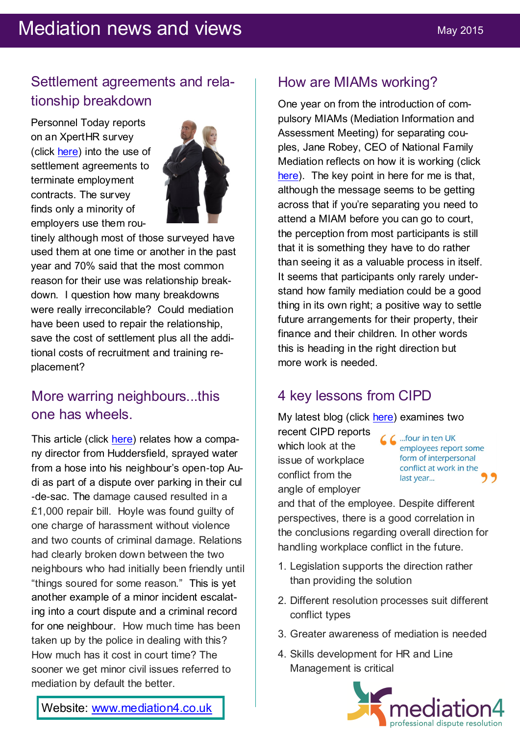# Mediation news and views

May 2015

## Settlement agreements and relationship breakdown

Personnel Today reports on an XpertHR survey (click here) into the use of settlement agreements to terminate employment contracts. The survey finds only a minority of employers use them routinely although most of those surveyed have used them at one time or another in the past year and 70% said that the most common reason for their use was relationship breakdown. I question how many breakdowns were really irreconcilable? Could mediation have been used to repair the relationship, save the cost of settlement plus all the additional costs of recruitment and training replacement?

## More warring neighbours...this one has wheels.

This article (click here) relates how a company director from Huddersfield, sprayed water from a hose into his neighbour's open-top Audi as part of a dispute over parking in their cul-de-sac. The damage caused resulted in a £1,000 repair bill. Hoyle was found guilty of one charge of harassment without violence and two counts of criminal damage. Relations had clearly broken down between the two neighbours who had initially been friendly until "things soured for some reason." This is yet another example of a minor incident escalating into a court dispute and a criminal record for one neighbour. How much time has been taken up by the police in dealing with this? How much has it cost in court time? The sooner we get minor civil issues referred to mediation by default the better.

Website: www.mediation4.co.uk

## How are MIAMs working?

One year on from the introduction of compulsory MIAMs (Mediation Information and Assessment Meeting) for separating couples, Jane Robey, CEO of National Family Mediation reflects on how it is working (click here). The key point in here for me is that, although the message seems to be getting across that if you're separating you need to attend a MIAM before you can go to court, the perception from most participants is still that it is something they have to do rather than seeing it as a valuable process in itself. It seems that participants only rarely understand how family mediation could be a good thing in its own right; a positive way to settle future arrangements for their property, their finance and their children. In other words this is heading in the right direction but more work is needed.

## 4 key lessons from CIPD

My latest blog (click here) examines two recent CIPD reports which look at the issue of workplace conflict from the angle of employer and that of the employee. Despite different perspectives, there is a good correlation in the conclusions regarding overall direction for handling workplace conflict in the future.

> "...four in ten UK employees report some form of interpersonal conflict at work in the last year..."

1. Legislation supports the direction rather than providing the solution
2. Different resolution processes suit different conflict types
3. Greater awareness of mediation is needed
4. Skills development for HR and Line Management is critical

mediation4 professional dispute resolution